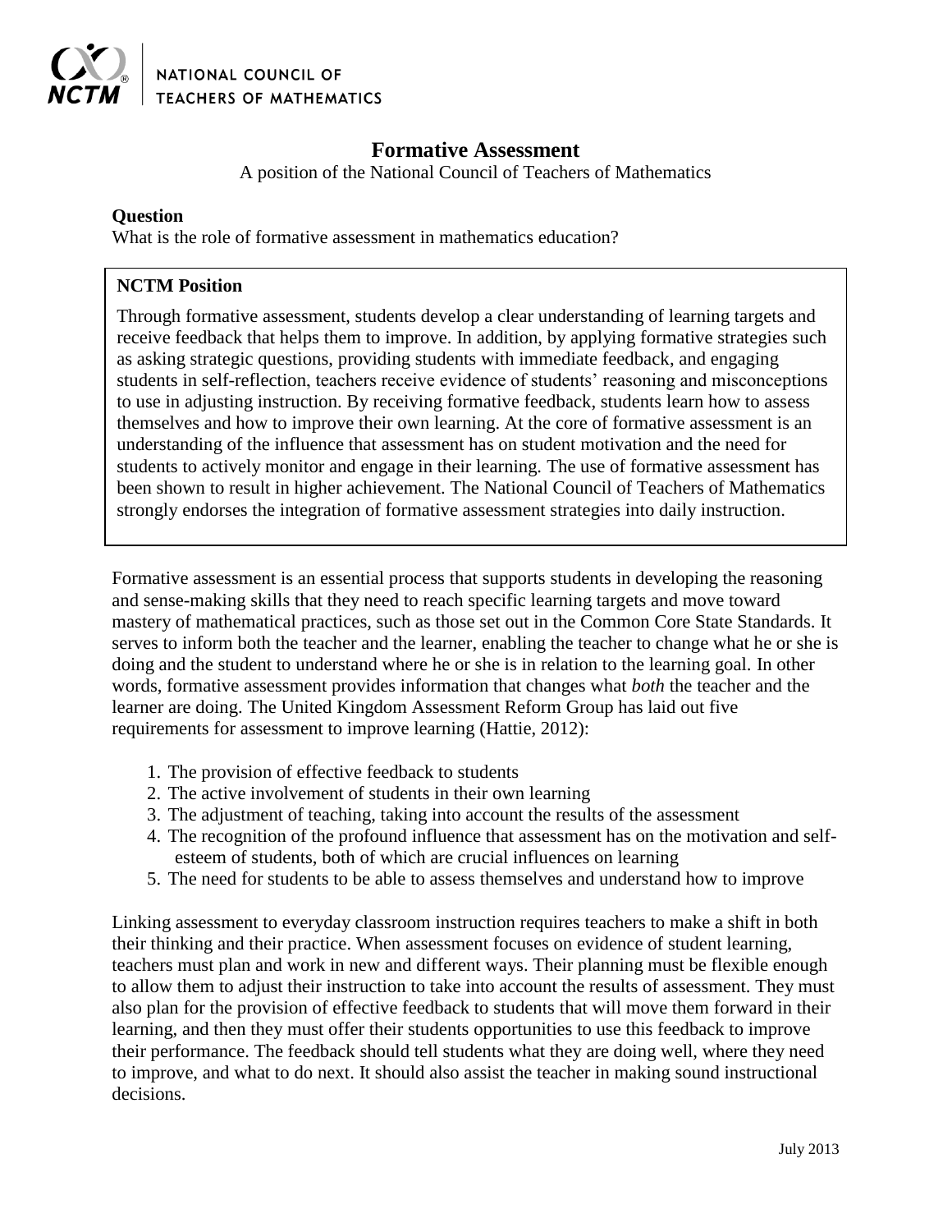NATIONAL COUNCIL OF TEACHERS OF MATHEMATICS

# Formative Assessment

A position of the National Council of Teachers of Mathematics

**Question**

What is the role of formative assessment in mathematics education?

**NCTM Position**

Through formative assessment, students develop a clear understanding of learning targets and receive feedback that helps them to improve. In addition, by applying formative strategies such as asking strategic questions, providing students with immediate feedback, and engaging students in self-reflection, teachers receive evidence of students' reasoning and misconceptions to use in adjusting instruction. By receiving formative feedback, students learn how to assess themselves and how to improve their own learning. At the core of formative assessment is an understanding of the influence that assessment has on student motivation and the need for students to actively monitor and engage in their learning. The use of formative assessment has been shown to result in higher achievement. The National Council of Teachers of Mathematics strongly endorses the integration of formative assessment strategies into daily instruction.

Formative assessment is an essential process that supports students in developing the reasoning and sense-making skills that they need to reach specific learning targets and move toward mastery of mathematical practices, such as those set out in the Common Core State Standards. It serves to inform both the teacher and the learner, enabling the teacher to change what he or she is doing and the student to understand where he or she is in relation to the learning goal. In other words, formative assessment provides information that changes what *both* the teacher and the learner are doing. The United Kingdom Assessment Reform Group has laid out five requirements for assessment to improve learning (Hattie, 2012):

1. The provision of effective feedback to students
2. The active involvement of students in their own learning
3. The adjustment of teaching, taking into account the results of the assessment
4. The recognition of the profound influence that assessment has on the motivation and self-esteem of students, both of which are crucial influences on learning
5. The need for students to be able to assess themselves and understand how to improve

Linking assessment to everyday classroom instruction requires teachers to make a shift in both their thinking and their practice. When assessment focuses on evidence of student learning, teachers must plan and work in new and different ways. Their planning must be flexible enough to allow them to adjust their instruction to take into account the results of assessment. They must also plan for the provision of effective feedback to students that will move them forward in their learning, and then they must offer their students opportunities to use this feedback to improve their performance. The feedback should tell students what they are doing well, where they need to improve, and what to do next. It should also assist the teacher in making sound instructional decisions.

July 2013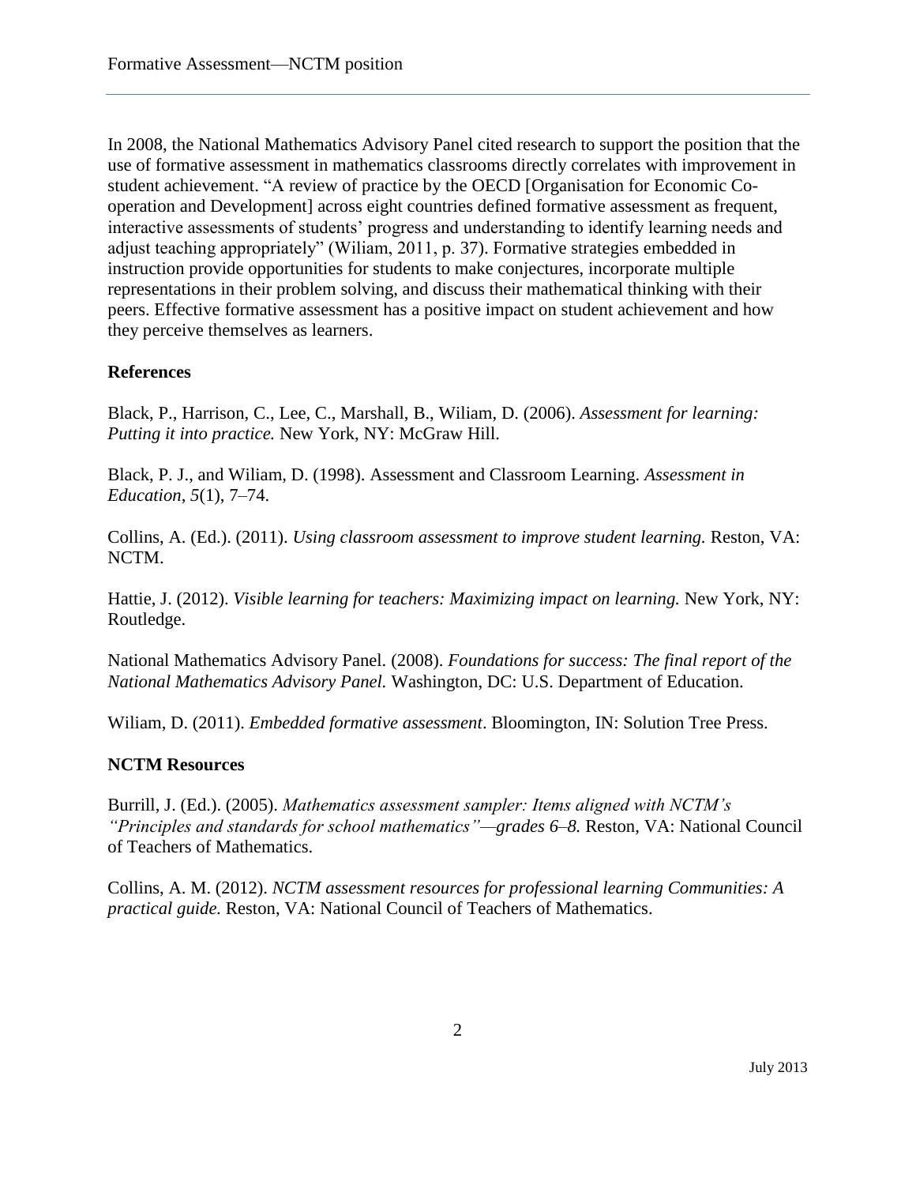In 2008, the National Mathematics Advisory Panel cited research to support the position that the use of formative assessment in mathematics classrooms directly correlates with improvement in student achievement. "A review of practice by the OECD [Organisation for Economic Co-operation and Development] across eight countries defined formative assessment as frequent, interactive assessments of students' progress and understanding to identify learning needs and adjust teaching appropriately" (Wiliam, 2011, p. 37). Formative strategies embedded in instruction provide opportunities for students to make conjectures, incorporate multiple representations in their problem solving, and discuss their mathematical thinking with their peers. Effective formative assessment has a positive impact on student achievement and how they perceive themselves as learners.

**References**

Black, P., Harrison, C., Lee, C., Marshall, B., Wiliam, D. (2006). *Assessment for learning: Putting it into practice.* New York, NY: McGraw Hill.

Black, P. J., and Wiliam, D. (1998). Assessment and Classroom Learning. *Assessment in Education*, *5*(1), 7–74.

Collins, A. (Ed.). (2011). *Using classroom assessment to improve student learning.* Reston, VA: NCTM.

Hattie, J. (2012). *Visible learning for teachers: Maximizing impact on learning.* New York, NY: Routledge.

National Mathematics Advisory Panel. (2008). *Foundations for success: The final report of the National Mathematics Advisory Panel.* Washington, DC: U.S. Department of Education.

Wiliam, D. (2011). *Embedded formative assessment*. Bloomington, IN: Solution Tree Press.

**NCTM Resources**

Burrill, J. (Ed.). (2005). *Mathematics assessment sampler: Items aligned with NCTM's "Principles and standards for school mathematics"—grades 6–8.* Reston, VA: National Council of Teachers of Mathematics.

Collins, A. M. (2012). *NCTM assessment resources for professional learning Communities: A practical guide.* Reston, VA: National Council of Teachers of Mathematics.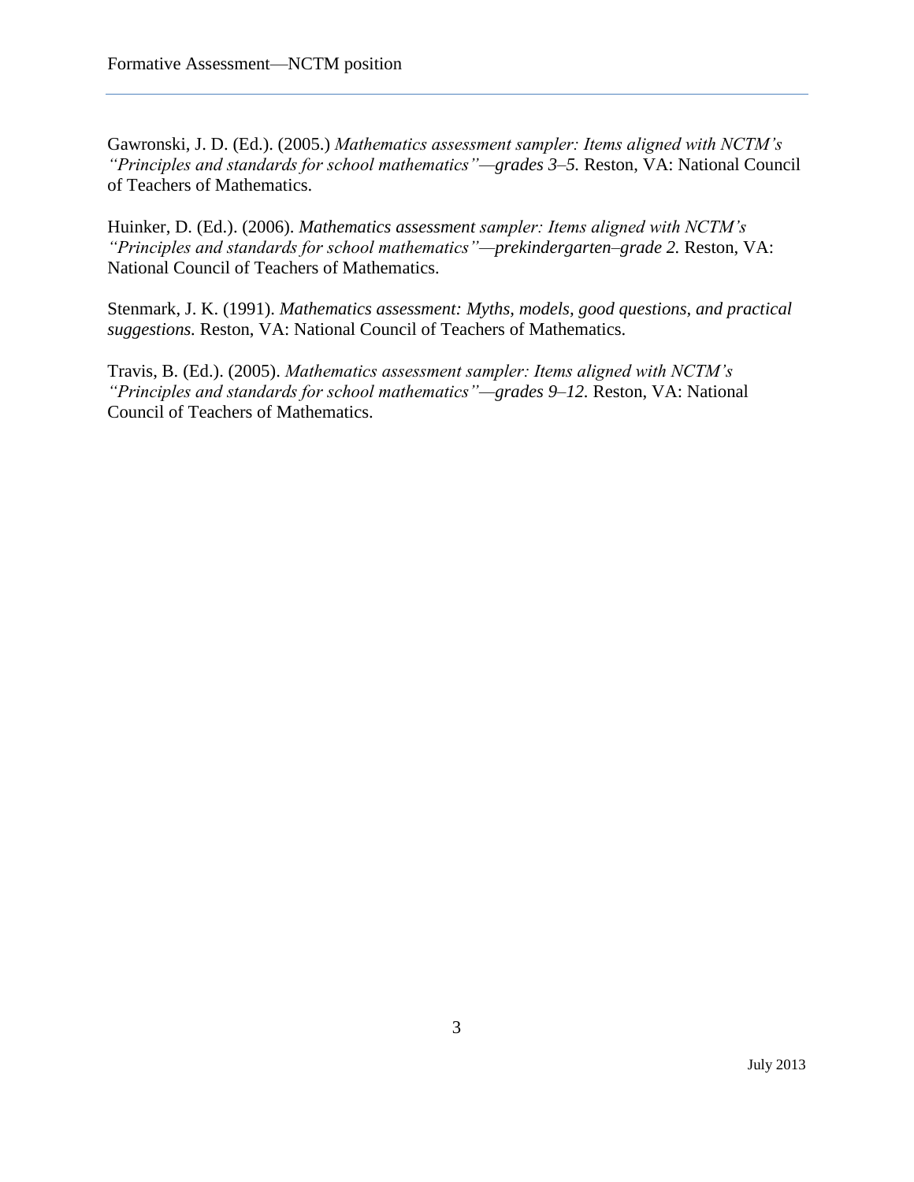Gawronski, J. D. (Ed.). (2005.) *Mathematics assessment sampler: Items aligned with NCTM's "Principles and standards for school mathematics"—grades 3–5.* Reston, VA: National Council of Teachers of Mathematics.

Huinker, D. (Ed.). (2006). *Mathematics assessment sampler: Items aligned with NCTM's "Principles and standards for school mathematics"—prekindergarten–grade 2.* Reston, VA: National Council of Teachers of Mathematics.

Stenmark, J. K. (1991). *Mathematics assessment: Myths, models, good questions, and practical suggestions.* Reston, VA: National Council of Teachers of Mathematics.

Travis, B. (Ed.). (2005). *Mathematics assessment sampler: Items aligned with NCTM's "Principles and standards for school mathematics"—grades 9–12.* Reston, VA: National Council of Teachers of Mathematics.